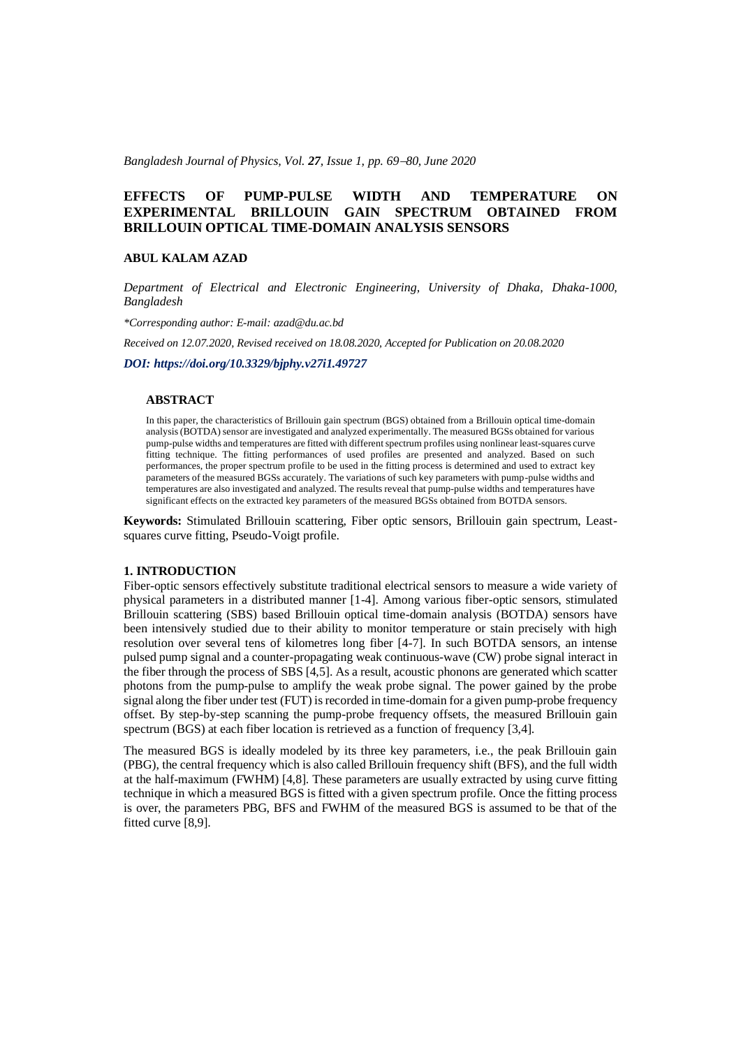# EFFECTS OF PUMP-PULSE WIDTH AND TEMPERATURE ON EXPERIMENTAL BRILLOUIN GAIN SPECTRUM OBTAINED FROM BRILLOUIN OPTICAL TIME-DOMAIN ANALYSIS SENSORS

**ABUL KALAM AZAD**

*Department of Electrical and Electronic Engineering, University of Dhaka, Dhaka-1000, Bangladesh*

*\*Corresponding author: E-mail: azad@du.ac.bd*

*Received on 12.07.2020, Revised received on 18.08.2020, Accepted for Publication on 20.08.2020*

***DOI: https://doi.org/10.3329/bjphy.v27i1.49727***

## ABSTRACT

In this paper, the characteristics of Brillouin gain spectrum (BGS) obtained from a Brillouin optical time-domain analysis (BOTDA) sensor are investigated and analyzed experimentally. The measured BGSs obtained for various pump-pulse widths and temperatures are fitted with different spectrum profiles using nonlinear least-squares curve fitting technique. The fitting performances of used profiles are presented and analyzed. Based on such performances, the proper spectrum profile to be used in the fitting process is determined and used to extract key parameters of the measured BGSs accurately. The variations of such key parameters with pump-pulse widths and temperatures are also investigated and analyzed. The results reveal that pump-pulse widths and temperatures have significant effects on the extracted key parameters of the measured BGSs obtained from BOTDA sensors.

**Keywords:** Stimulated Brillouin scattering, Fiber optic sensors, Brillouin gain spectrum, Least-squares curve fitting, Pseudo-Voigt profile.

## 1. INTRODUCTION

Fiber-optic sensors effectively substitute traditional electrical sensors to measure a wide variety of physical parameters in a distributed manner [1-4]. Among various fiber-optic sensors, stimulated Brillouin scattering (SBS) based Brillouin optical time-domain analysis (BOTDA) sensors have been intensively studied due to their ability to monitor temperature or stain precisely with high resolution over several tens of kilometres long fiber [4-7]. In such BOTDA sensors, an intense pulsed pump signal and a counter-propagating weak continuous-wave (CW) probe signal interact in the fiber through the process of SBS [4,5]. As a result, acoustic phonons are generated which scatter photons from the pump-pulse to amplify the weak probe signal. The power gained by the probe signal along the fiber under test (FUT) is recorded in time-domain for a given pump-probe frequency offset. By step-by-step scanning the pump-probe frequency offsets, the measured Brillouin gain spectrum (BGS) at each fiber location is retrieved as a function of frequency [3,4].

The measured BGS is ideally modeled by its three key parameters, i.e., the peak Brillouin gain (PBG), the central frequency which is also called Brillouin frequency shift (BFS), and the full width at the half-maximum (FWHM) [4,8]. These parameters are usually extracted by using curve fitting technique in which a measured BGS is fitted with a given spectrum profile. Once the fitting process is over, the parameters PBG, BFS and FWHM of the measured BGS is assumed to be that of the fitted curve [8,9].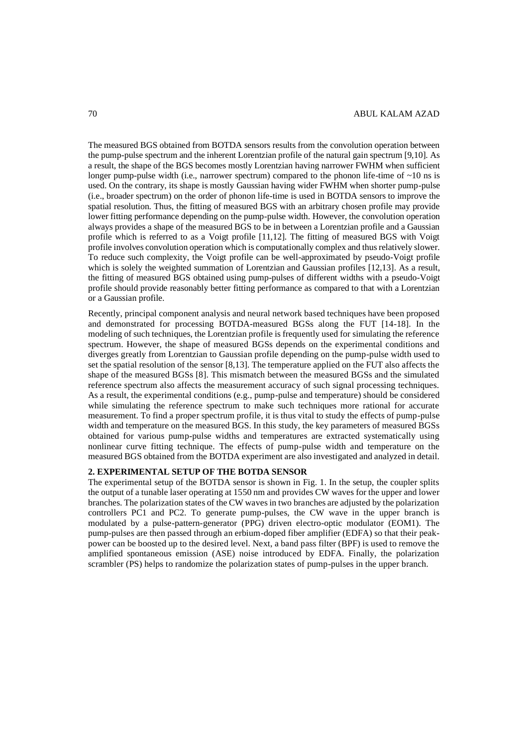The measured BGS obtained from BOTDA sensors results from the convolution operation between the pump-pulse spectrum and the inherent Lorentzian profile of the natural gain spectrum [9,10]. As a result, the shape of the BGS becomes mostly Lorentzian having narrower FWHM when sufficient longer pump-pulse width (i.e., narrower spectrum) compared to the phonon life-time of ~10 ns is used. On the contrary, its shape is mostly Gaussian having wider FWHM when shorter pump-pulse (i.e., broader spectrum) on the order of phonon life-time is used in BOTDA sensors to improve the spatial resolution. Thus, the fitting of measured BGS with an arbitrary chosen profile may provide lower fitting performance depending on the pump-pulse width. However, the convolution operation always provides a shape of the measured BGS to be in between a Lorentzian profile and a Gaussian profile which is referred to as a Voigt profile [11,12]. The fitting of measured BGS with Voigt profile involves convolution operation which is computationally complex and thus relatively slower. To reduce such complexity, the Voigt profile can be well-approximated by pseudo-Voigt profile which is solely the weighted summation of Lorentzian and Gaussian profiles [12,13]. As a result, the fitting of measured BGS obtained using pump-pulses of different widths with a pseudo-Voigt profile should provide reasonably better fitting performance as compared to that with a Lorentzian or a Gaussian profile.

Recently, principal component analysis and neural network based techniques have been proposed and demonstrated for processing BOTDA-measured BGSs along the FUT [14-18]. In the modeling of such techniques, the Lorentzian profile is frequently used for simulating the reference spectrum. However, the shape of measured BGSs depends on the experimental conditions and diverges greatly from Lorentzian to Gaussian profile depending on the pump-pulse width used to set the spatial resolution of the sensor [8,13]. The temperature applied on the FUT also affects the shape of the measured BGSs [8]. This mismatch between the measured BGSs and the simulated reference spectrum also affects the measurement accuracy of such signal processing techniques. As a result, the experimental conditions (e.g., pump-pulse and temperature) should be considered while simulating the reference spectrum to make such techniques more rational for accurate measurement. To find a proper spectrum profile, it is thus vital to study the effects of pump-pulse width and temperature on the measured BGS. In this study, the key parameters of measured BGSs obtained for various pump-pulse widths and temperatures are extracted systematically using nonlinear curve fitting technique. The effects of pump-pulse width and temperature on the measured BGS obtained from the BOTDA experiment are also investigated and analyzed in detail.

## 2. EXPERIMENTAL SETUP OF THE BOTDA SENSOR

The experimental setup of the BOTDA sensor is shown in Fig. 1. In the setup, the coupler splits the output of a tunable laser operating at 1550 nm and provides CW waves for the upper and lower branches. The polarization states of the CW waves in two branches are adjusted by the polarization controllers PC1 and PC2. To generate pump-pulses, the CW wave in the upper branch is modulated by a pulse-pattern-generator (PPG) driven electro-optic modulator (EOM1). The pump-pulses are then passed through an erbium-doped fiber amplifier (EDFA) so that their peak-power can be boosted up to the desired level. Next, a band pass filter (BPF) is used to remove the amplified spontaneous emission (ASE) noise introduced by EDFA. Finally, the polarization scrambler (PS) helps to randomize the polarization states of pump-pulses in the upper branch.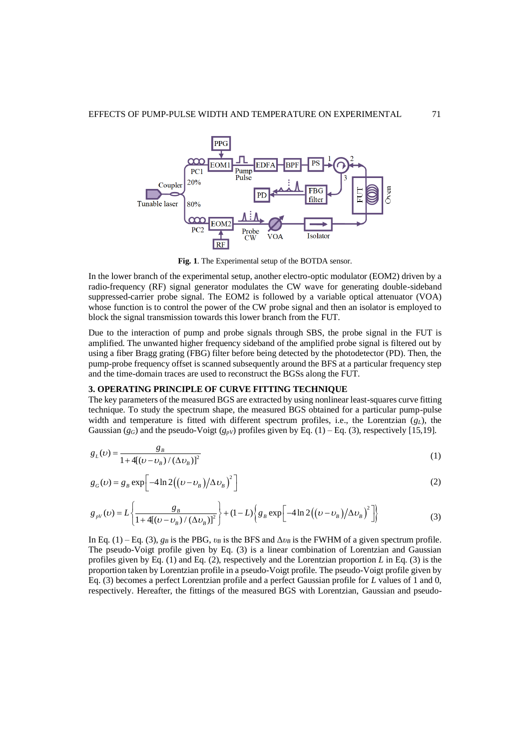**Fig. 1**. The Experimental setup of the BOTDA sensor.

In the lower branch of the experimental setup, another electro-optic modulator (EOM2) driven by a radio-frequency (RF) signal generator modulates the CW wave for generating double-sideband suppressed-carrier probe signal. The EOM2 is followed by a variable optical attenuator (VOA) whose function is to control the power of the CW probe signal and then an isolator is employed to block the signal transmission towards this lower branch from the FUT.

Due to the interaction of pump and probe signals through SBS, the probe signal in the FUT is amplified. The unwanted higher frequency sideband of the amplified probe signal is filtered out by using a fiber Bragg grating (FBG) filter before being detected by the photodetector (PD). Then, the pump-probe frequency offset is scanned subsequently around the BFS at a particular frequency step and the time-domain traces are used to reconstruct the BGSs along the FUT.

## 3. OPERATING PRINCIPLE OF CURVE FITTING TECHNIQUE

The key parameters of the measured BGS are extracted by using nonlinear least-squares curve fitting technique. To study the spectrum shape, the measured BGS obtained for a particular pump-pulse width and temperature is fitted with different spectrum profiles, i.e., the Lorentzian ($g_L$), the Gaussian ($g_G$) and the pseudo-Voigt ($g_{pV}$) profiles given by Eq. (1) – Eq. (3), respectively [15,19].

$$g_L(\upsilon) = \frac{g_B}{1+4[(\upsilon-\upsilon_B)/(\Delta\upsilon_B)]^2} \tag{1}$$

$$g_G(\upsilon) = g_B \exp\left[-4\ln 2\left((\upsilon-\upsilon_B)/\Delta\upsilon_B\right)^2\right] \tag{2}$$

$$g_{pV}(\upsilon) = L\left\{\frac{g_B}{1+4[(\upsilon-\upsilon_B)/(\Delta\upsilon_B)]^2}\right\} + (1-L)\left\{g_B \exp\left[-4\ln 2\left((\upsilon-\upsilon_B)/\Delta\upsilon_B\right)^2\right]\right\} \tag{3}$$

In Eq. (1) – Eq. (3), $g_B$ is the PBG, $\upsilon_B$ is the BFS and $\Delta\upsilon_B$ is the FWHM of a given spectrum profile. The pseudo-Voigt profile given by Eq. (3) is a linear combination of Lorentzian and Gaussian profiles given by Eq. (1) and Eq. (2), respectively and the Lorentzian proportion $L$ in Eq. (3) is the proportion taken by Lorentzian profile in a pseudo-Voigt profile. The pseudo-Voigt profile given by Eq. (3) becomes a perfect Lorentzian profile and a perfect Gaussian profile for $L$ values of 1 and 0, respectively. Hereafter, the fittings of the measured BGS with Lorentzian, Gaussian and pseudo-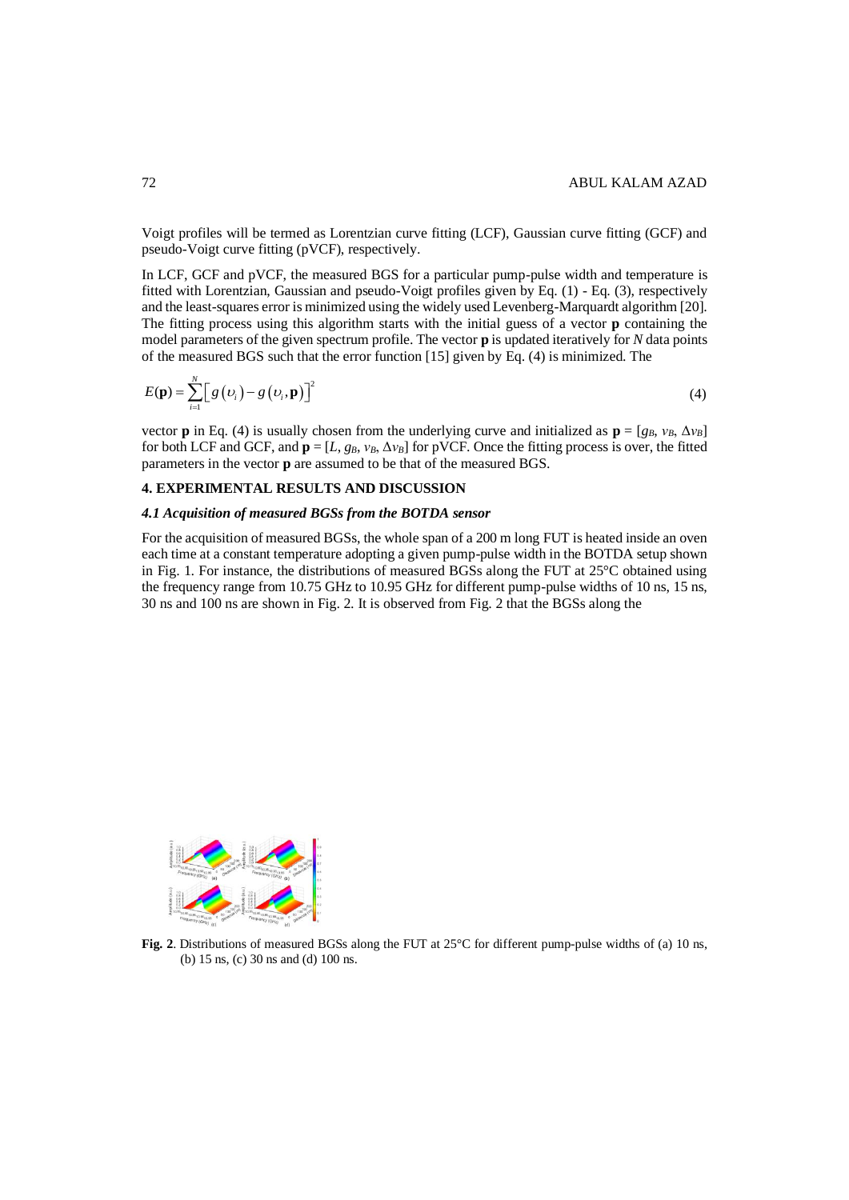Voigt profiles will be termed as Lorentzian curve fitting (LCF), Gaussian curve fitting (GCF) and pseudo-Voigt curve fitting (pVCF), respectively.

In LCF, GCF and pVCF, the measured BGS for a particular pump-pulse width and temperature is fitted with Lorentzian, Gaussian and pseudo-Voigt profiles given by Eq. (1) - Eq. (3), respectively and the least-squares error is minimized using the widely used Levenberg-Marquardt algorithm [20]. The fitting process using this algorithm starts with the initial guess of a vector **p** containing the model parameters of the given spectrum profile. The vector **p** is updated iteratively for *N* data points of the measured BGS such that the error function [15] given by Eq. (4) is minimized. The

$$E(\mathbf{p}) = \sum_{i=1}^{N} \left[ g(\upsilon_i) - g(\upsilon_i, \mathbf{p}) \right]^2 \tag{4}$$

vector **p** in Eq. (4) is usually chosen from the underlying curve and initialized as $\mathbf{p} = [g_B, v_B, \Delta v_B]$ for both LCF and GCF, and $\mathbf{p} = [L, g_B, v_B, \Delta v_B]$ for pVCF. Once the fitting process is over, the fitted parameters in the vector **p** are assumed to be that of the measured BGS.

## 4. EXPERIMENTAL RESULTS AND DISCUSSION

### *4.1 Acquisition of measured BGSs from the BOTDA sensor*

For the acquisition of measured BGSs, the whole span of a 200 m long FUT is heated inside an oven each time at a constant temperature adopting a given pump-pulse width in the BOTDA setup shown in Fig. 1. For instance, the distributions of measured BGSs along the FUT at 25°C obtained using the frequency range from 10.75 GHz to 10.95 GHz for different pump-pulse widths of 10 ns, 15 ns, 30 ns and 100 ns are shown in Fig. 2. It is observed from Fig. 2 that the BGSs along the

**Fig. 2**. Distributions of measured BGSs along the FUT at 25°C for different pump-pulse widths of (a) 10 ns, (b) 15 ns, (c) 30 ns and (d) 100 ns.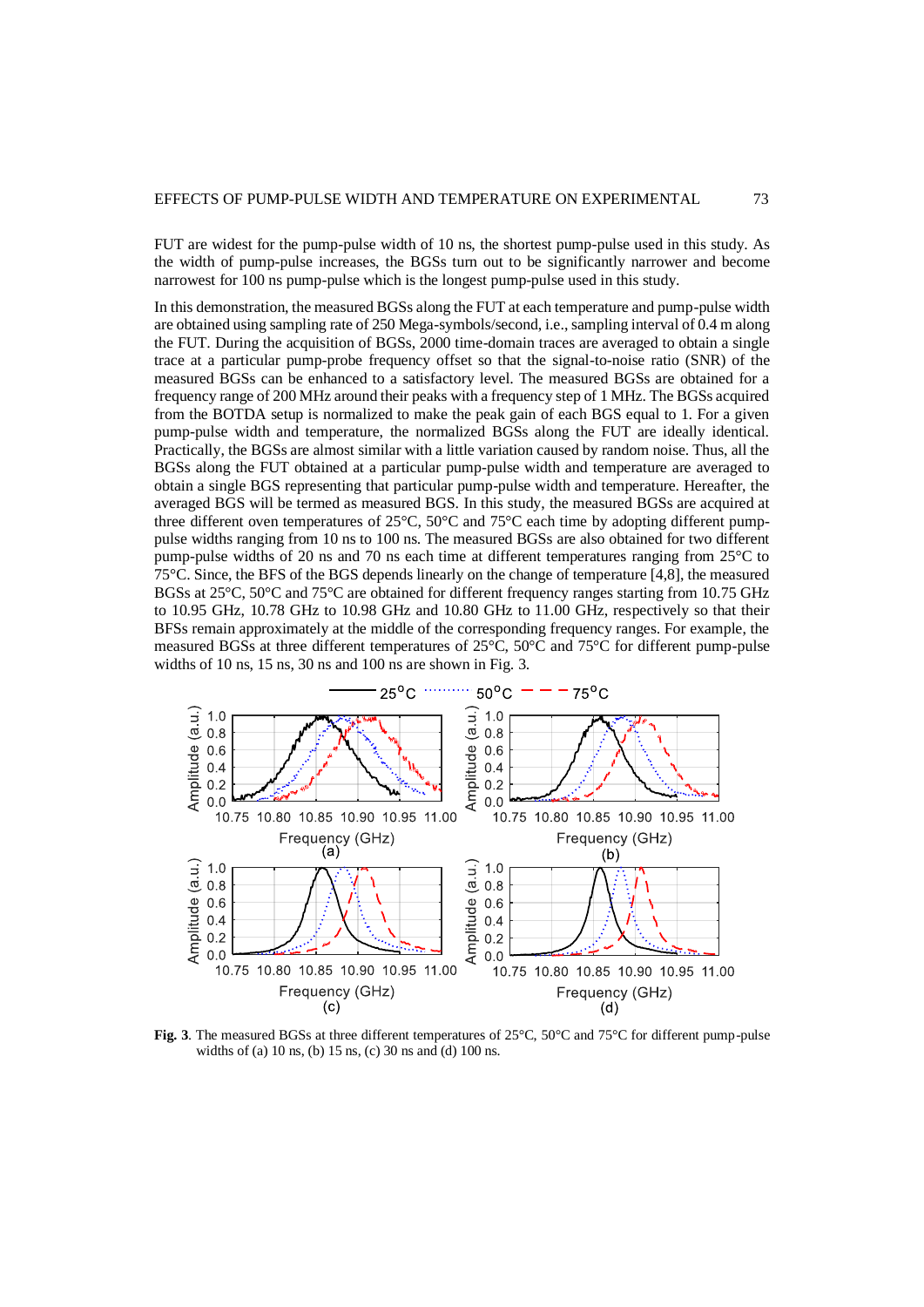FUT are widest for the pump-pulse width of 10 ns, the shortest pump-pulse used in this study. As the width of pump-pulse increases, the BGSs turn out to be significantly narrower and become narrowest for 100 ns pump-pulse which is the longest pump-pulse used in this study.

In this demonstration, the measured BGSs along the FUT at each temperature and pump-pulse width are obtained using sampling rate of 250 Mega-symbols/second, i.e., sampling interval of 0.4 m along the FUT. During the acquisition of BGSs, 2000 time-domain traces are averaged to obtain a single trace at a particular pump-probe frequency offset so that the signal-to-noise ratio (SNR) of the measured BGSs can be enhanced to a satisfactory level. The measured BGSs are obtained for a frequency range of 200 MHz around their peaks with a frequency step of 1 MHz. The BGSs acquired from the BOTDA setup is normalized to make the peak gain of each BGS equal to 1. For a given pump-pulse width and temperature, the normalized BGSs along the FUT are ideally identical. Practically, the BGSs are almost similar with a little variation caused by random noise. Thus, all the BGSs along the FUT obtained at a particular pump-pulse width and temperature are averaged to obtain a single BGS representing that particular pump-pulse width and temperature. Hereafter, the averaged BGS will be termed as measured BGS. In this study, the measured BGSs are acquired at three different oven temperatures of 25°C, 50°C and 75°C each time by adopting different pump-pulse widths ranging from 10 ns to 100 ns. The measured BGSs are also obtained for two different pump-pulse widths of 20 ns and 70 ns each time at different temperatures ranging from 25°C to 75°C. Since, the BFS of the BGS depends linearly on the change of temperature [4,8], the measured BGSs at 25°C, 50°C and 75°C are obtained for different frequency ranges starting from 10.75 GHz to 10.95 GHz, 10.78 GHz to 10.98 GHz and 10.80 GHz to 11.00 GHz, respectively so that their BFSs remain approximately at the middle of the corresponding frequency ranges. For example, the measured BGSs at three different temperatures of 25°C, 50°C and 75°C for different pump-pulse widths of 10 ns, 15 ns, 30 ns and 100 ns are shown in Fig. 3.

**Fig. 3**. The measured BGSs at three different temperatures of 25°C, 50°C and 75°C for different pump-pulse widths of (a) 10 ns, (b) 15 ns, (c) 30 ns and (d) 100 ns.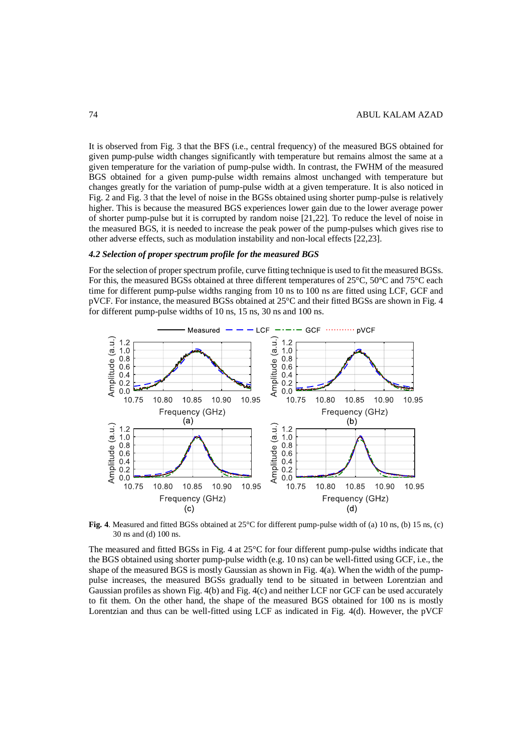It is observed from Fig. 3 that the BFS (i.e., central frequency) of the measured BGS obtained for given pump-pulse width changes significantly with temperature but remains almost the same at a given temperature for the variation of pump-pulse width. In contrast, the FWHM of the measured BGS obtained for a given pump-pulse width remains almost unchanged with temperature but changes greatly for the variation of pump-pulse width at a given temperature. It is also noticed in Fig. 2 and Fig. 3 that the level of noise in the BGSs obtained using shorter pump-pulse is relatively higher. This is because the measured BGS experiences lower gain due to the lower average power of shorter pump-pulse but it is corrupted by random noise [21,22]. To reduce the level of noise in the measured BGS, it is needed to increase the peak power of the pump-pulses which gives rise to other adverse effects, such as modulation instability and non-local effects [22,23].

### *4.2 Selection of proper spectrum profile for the measured BGS*

For the selection of proper spectrum profile, curve fitting technique is used to fit the measured BGSs. For this, the measured BGSs obtained at three different temperatures of 25°C, 50°C and 75°C each time for different pump-pulse widths ranging from 10 ns to 100 ns are fitted using LCF, GCF and pVCF. For instance, the measured BGSs obtained at 25°C and their fitted BGSs are shown in Fig. 4 for different pump-pulse widths of 10 ns, 15 ns, 30 ns and 100 ns.

**Fig. 4**. Measured and fitted BGSs obtained at 25°C for different pump-pulse width of (a) 10 ns, (b) 15 ns, (c) 30 ns and (d) 100 ns.

The measured and fitted BGSs in Fig. 4 at 25°C for four different pump-pulse widths indicate that the BGS obtained using shorter pump-pulse width (e.g. 10 ns) can be well-fitted using GCF, i.e., the shape of the measured BGS is mostly Gaussian as shown in Fig. 4(a). When the width of the pump-pulse increases, the measured BGSs gradually tend to be situated in between Lorentzian and Gaussian profiles as shown Fig. 4(b) and Fig. 4(c) and neither LCF nor GCF can be used accurately to fit them. On the other hand, the shape of the measured BGS obtained for 100 ns is mostly Lorentzian and thus can be well-fitted using LCF as indicated in Fig. 4(d). However, the pVCF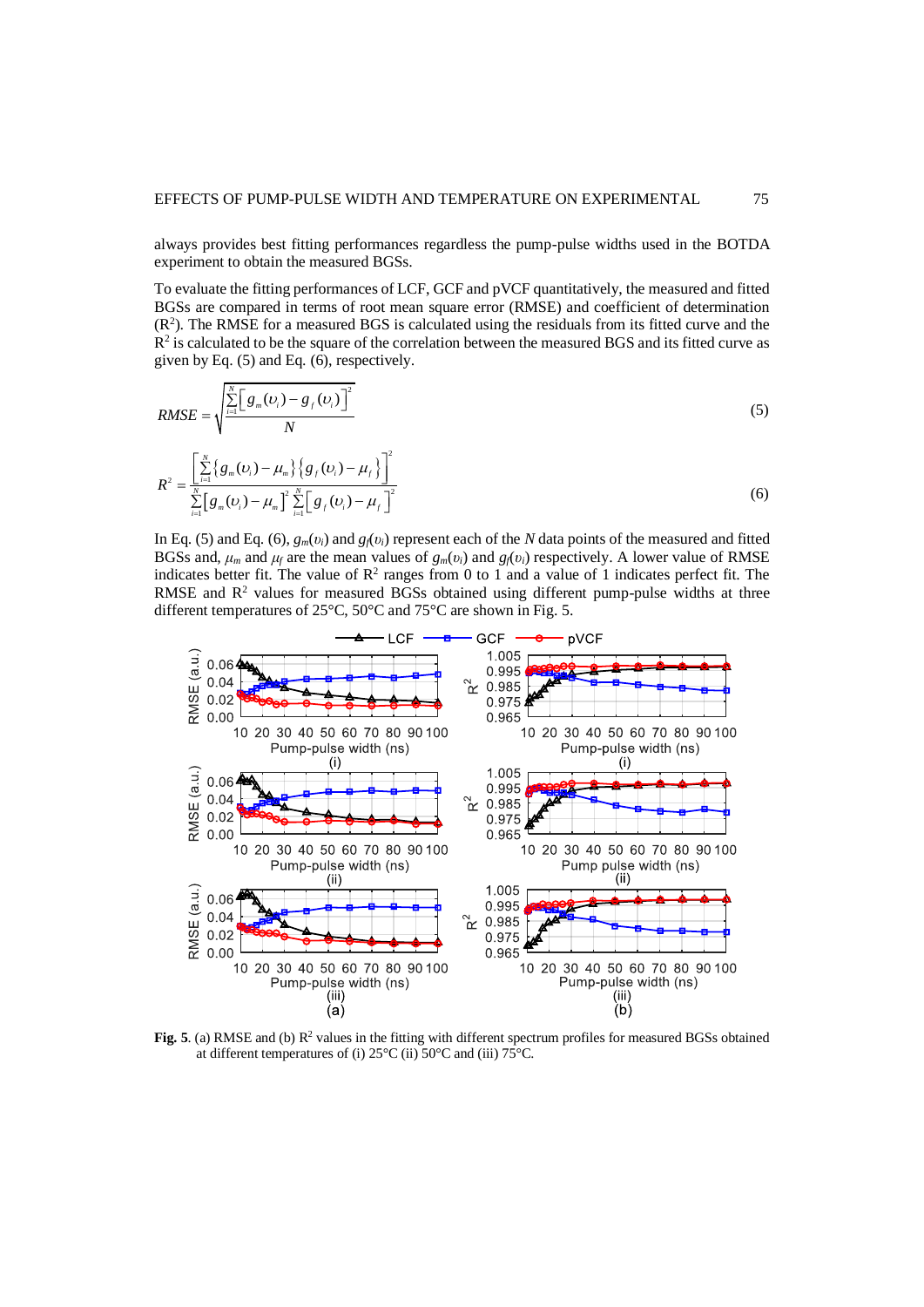always provides best fitting performances regardless the pump-pulse widths used in the BOTDA experiment to obtain the measured BGSs.

To evaluate the fitting performances of LCF, GCF and pVCF quantitatively, the measured and fitted BGSs are compared in terms of root mean square error (RMSE) and coefficient of determination ($R^2$). The RMSE for a measured BGS is calculated using the residuals from its fitted curve and the $R^2$ is calculated to be the square of the correlation between the measured BGS and its fitted curve as given by Eq. (5) and Eq. (6), respectively.

$$RMSE = \sqrt{\frac{\sum_{i=1}^{N}\left[g_m(\upsilon_i) - g_f(\upsilon_i)\right]^2}{N}} \tag{5}$$

$$R^2 = \frac{\left[\sum_{i=1}^{N}\left\{g_m(\upsilon_i) - \mu_m\right\}\left\{g_f(\upsilon_i) - \mu_f\right\}\right]^2}{\sum_{i=1}^{N}\left[g_m(\upsilon_i) - \mu_m\right]^2 \sum_{i=1}^{N}\left[g_f(\upsilon_i) - \mu_f\right]^2} \tag{6}$$

In Eq. (5) and Eq. (6), $g_m(\upsilon_i)$ and $g_f(\upsilon_i)$ represent each of the $N$ data points of the measured and fitted BGSs and, $\mu_m$ and $\mu_f$ are the mean values of $g_m(\upsilon_i)$ and $g_f(\upsilon_i)$ respectively. A lower value of RMSE indicates better fit. The value of $R^2$ ranges from 0 to 1 and a value of 1 indicates perfect fit. The RMSE and $R^2$ values for measured BGSs obtained using different pump-pulse widths at three different temperatures of 25°C, 50°C and 75°C are shown in Fig. 5.

**Fig. 5**. (a) RMSE and (b) $R^2$ values in the fitting with different spectrum profiles for measured BGSs obtained at different temperatures of (i) 25°C (ii) 50°C and (iii) 75°C.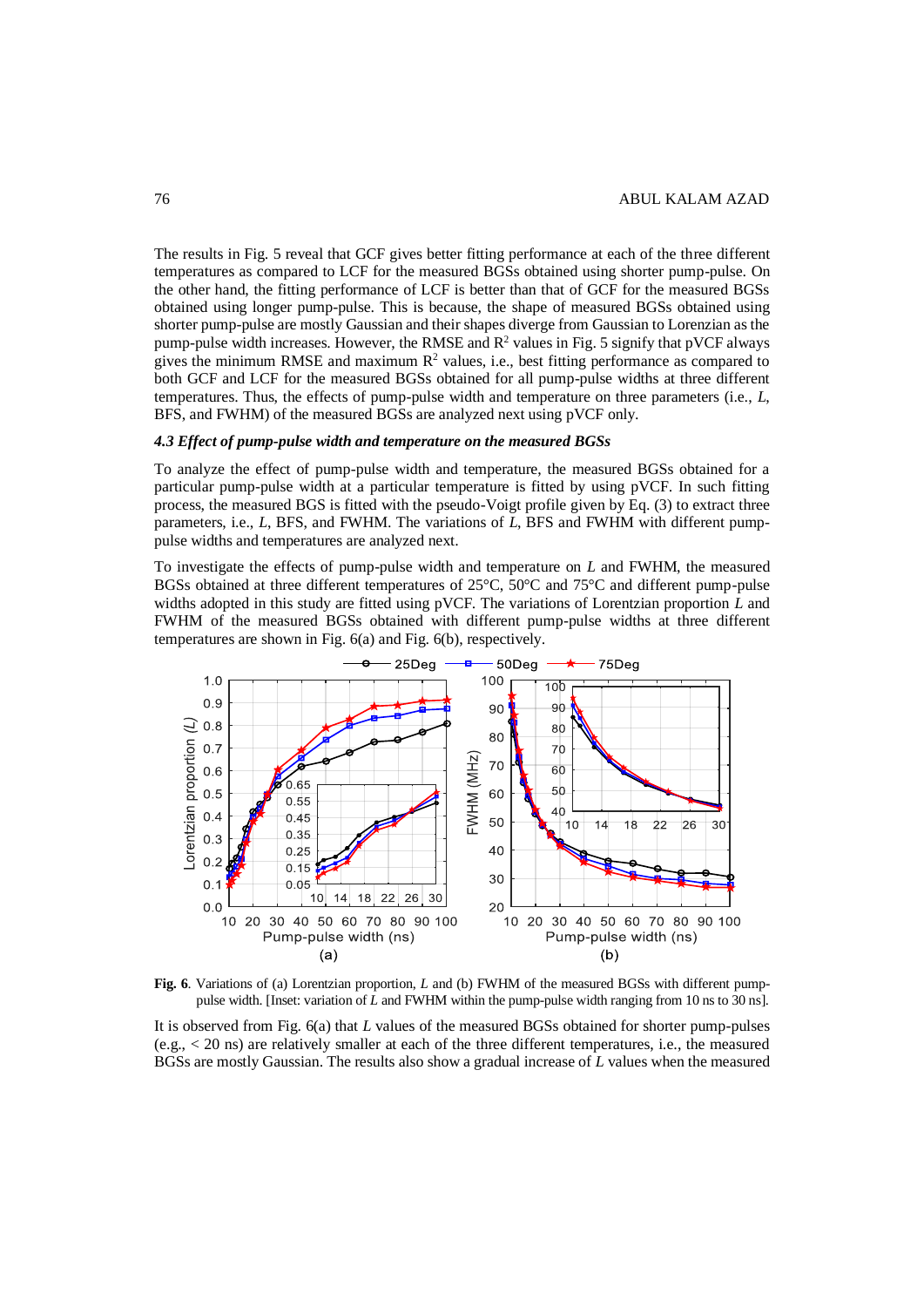The results in Fig. 5 reveal that GCF gives better fitting performance at each of the three different temperatures as compared to LCF for the measured BGSs obtained using shorter pump-pulse. On the other hand, the fitting performance of LCF is better than that of GCF for the measured BGSs obtained using longer pump-pulse. This is because, the shape of measured BGSs obtained using shorter pump-pulse are mostly Gaussian and their shapes diverge from Gaussian to Lorenzian as the pump-pulse width increases. However, the RMSE and $R^2$ values in Fig. 5 signify that pVCF always gives the minimum RMSE and maximum $R^2$ values, i.e., best fitting performance as compared to both GCF and LCF for the measured BGSs obtained for all pump-pulse widths at three different temperatures. Thus, the effects of pump-pulse width and temperature on three parameters (i.e., $L$, BFS, and FWHM) of the measured BGSs are analyzed next using pVCF only.

### *4.3 Effect of pump-pulse width and temperature on the measured BGSs*

To analyze the effect of pump-pulse width and temperature, the measured BGSs obtained for a particular pump-pulse width at a particular temperature is fitted by using pVCF. In such fitting process, the measured BGS is fitted with the pseudo-Voigt profile given by Eq. (3) to extract three parameters, i.e., $L$, BFS, and FWHM. The variations of $L$, BFS and FWHM with different pump-pulse widths and temperatures are analyzed next.

To investigate the effects of pump-pulse width and temperature on $L$ and FWHM, the measured BGSs obtained at three different temperatures of 25°C, 50°C and 75°C and different pump-pulse widths adopted in this study are fitted using pVCF. The variations of Lorentzian proportion $L$ and FWHM of the measured BGSs obtained with different pump-pulse widths at three different temperatures are shown in Fig. 6(a) and Fig. 6(b), respectively.

**Fig. 6**. Variations of (a) Lorentzian proportion, $L$ and (b) FWHM of the measured BGSs with different pump-pulse width. [Inset: variation of $L$ and FWHM within the pump-pulse width ranging from 10 ns to 30 ns].

It is observed from Fig. 6(a) that $L$ values of the measured BGSs obtained for shorter pump-pulses (e.g., < 20 ns) are relatively smaller at each of the three different temperatures, i.e., the measured BGSs are mostly Gaussian. The results also show a gradual increase of $L$ values when the measured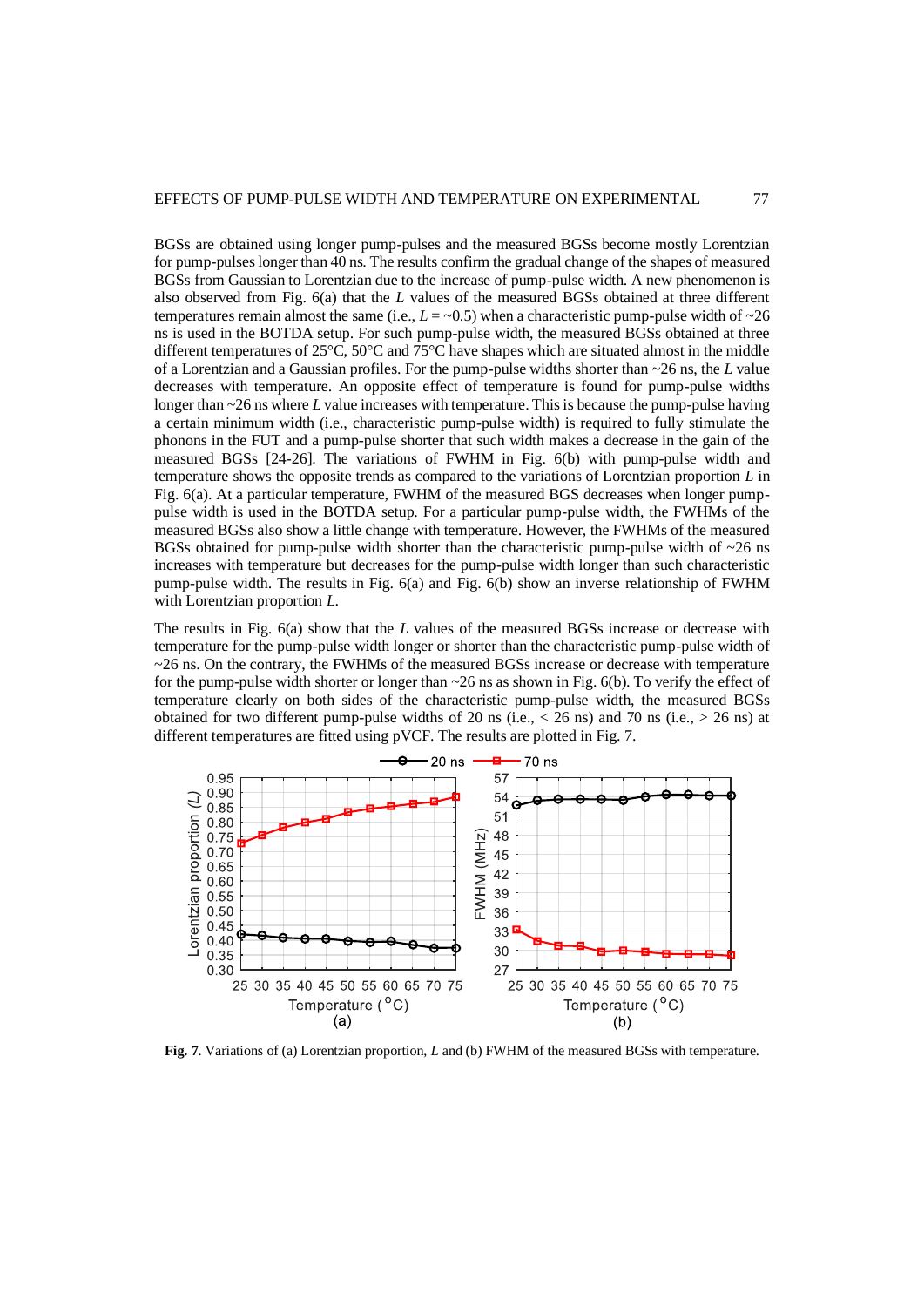BGSs are obtained using longer pump-pulses and the measured BGSs become mostly Lorentzian for pump-pulses longer than 40 ns. The results confirm the gradual change of the shapes of measured BGSs from Gaussian to Lorentzian due to the increase of pump-pulse width. A new phenomenon is also observed from Fig. 6(a) that the $L$ values of the measured BGSs obtained at three different temperatures remain almost the same (i.e., $L$ = ~0.5) when a characteristic pump-pulse width of ~26 ns is used in the BOTDA setup. For such pump-pulse width, the measured BGSs obtained at three different temperatures of 25°C, 50°C and 75°C have shapes which are situated almost in the middle of a Lorentzian and a Gaussian profiles. For the pump-pulse widths shorter than ~26 ns, the $L$ value decreases with temperature. An opposite effect of temperature is found for pump-pulse widths longer than ~26 ns where $L$ value increases with temperature. This is because the pump-pulse having a certain minimum width (i.e., characteristic pump-pulse width) is required to fully stimulate the phonons in the FUT and a pump-pulse shorter that such width makes a decrease in the gain of the measured BGSs [24-26]. The variations of FWHM in Fig. 6(b) with pump-pulse width and temperature shows the opposite trends as compared to the variations of Lorentzian proportion $L$ in Fig. 6(a). At a particular temperature, FWHM of the measured BGS decreases when longer pump-pulse width is used in the BOTDA setup. For a particular pump-pulse width, the FWHMs of the measured BGSs also show a little change with temperature. However, the FWHMs of the measured BGSs obtained for pump-pulse width shorter than the characteristic pump-pulse width of ~26 ns increases with temperature but decreases for the pump-pulse width longer than such characteristic pump-pulse width. The results in Fig. 6(a) and Fig. 6(b) show an inverse relationship of FWHM with Lorentzian proportion $L$.

The results in Fig. 6(a) show that the $L$ values of the measured BGSs increase or decrease with temperature for the pump-pulse width longer or shorter than the characteristic pump-pulse width of ~26 ns. On the contrary, the FWHMs of the measured BGSs increase or decrease with temperature for the pump-pulse width shorter or longer than ~26 ns as shown in Fig. 6(b). To verify the effect of temperature clearly on both sides of the characteristic pump-pulse width, the measured BGSs obtained for two different pump-pulse widths of 20 ns (i.e., < 26 ns) and 70 ns (i.e., > 26 ns) at different temperatures are fitted using pVCF. The results are plotted in Fig. 7.

**Fig. 7**. Variations of (a) Lorentzian proportion, $L$ and (b) FWHM of the measured BGSs with temperature.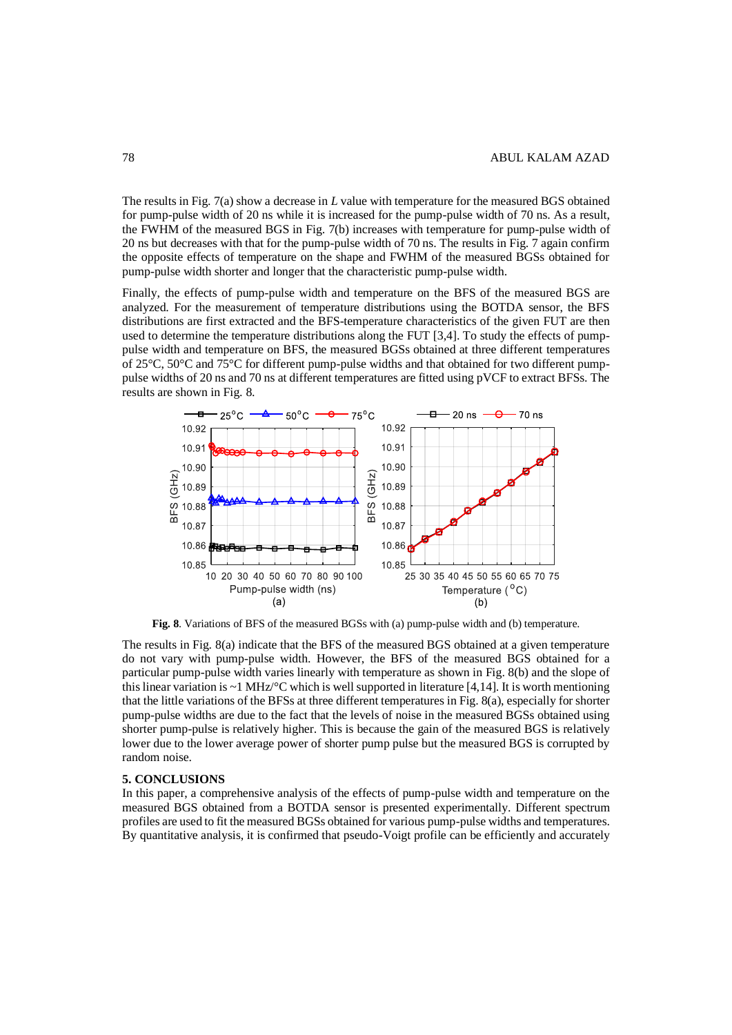The results in Fig. 7(a) show a decrease in *L* value with temperature for the measured BGS obtained for pump-pulse width of 20 ns while it is increased for the pump-pulse width of 70 ns. As a result, the FWHM of the measured BGS in Fig. 7(b) increases with temperature for pump-pulse width of 20 ns but decreases with that for the pump-pulse width of 70 ns. The results in Fig. 7 again confirm the opposite effects of temperature on the shape and FWHM of the measured BGSs obtained for pump-pulse width shorter and longer that the characteristic pump-pulse width.

Finally, the effects of pump-pulse width and temperature on the BFS of the measured BGS are analyzed. For the measurement of temperature distributions using the BOTDA sensor, the BFS distributions are first extracted and the BFS-temperature characteristics of the given FUT are then used to determine the temperature distributions along the FUT [3,4]. To study the effects of pump-pulse width and temperature on BFS, the measured BGSs obtained at three different temperatures of 25°C, 50°C and 75°C for different pump-pulse widths and that obtained for two different pump-pulse widths of 20 ns and 70 ns at different temperatures are fitted using pVCF to extract BFSs. The results are shown in Fig. 8.

**Fig. 8**. Variations of BFS of the measured BGSs with (a) pump-pulse width and (b) temperature.

The results in Fig. 8(a) indicate that the BFS of the measured BGS obtained at a given temperature do not vary with pump-pulse width. However, the BFS of the measured BGS obtained for a particular pump-pulse width varies linearly with temperature as shown in Fig. 8(b) and the slope of this linear variation is ~1 MHz/°C which is well supported in literature [4,14]. It is worth mentioning that the little variations of the BFSs at three different temperatures in Fig. 8(a), especially for shorter pump-pulse widths are due to the fact that the levels of noise in the measured BGSs obtained using shorter pump-pulse is relatively higher. This is because the gain of the measured BGS is relatively lower due to the lower average power of shorter pump pulse but the measured BGS is corrupted by random noise.

## 5. CONCLUSIONS

In this paper, a comprehensive analysis of the effects of pump-pulse width and temperature on the measured BGS obtained from a BOTDA sensor is presented experimentally. Different spectrum profiles are used to fit the measured BGSs obtained for various pump-pulse widths and temperatures. By quantitative analysis, it is confirmed that pseudo-Voigt profile can be efficiently and accurately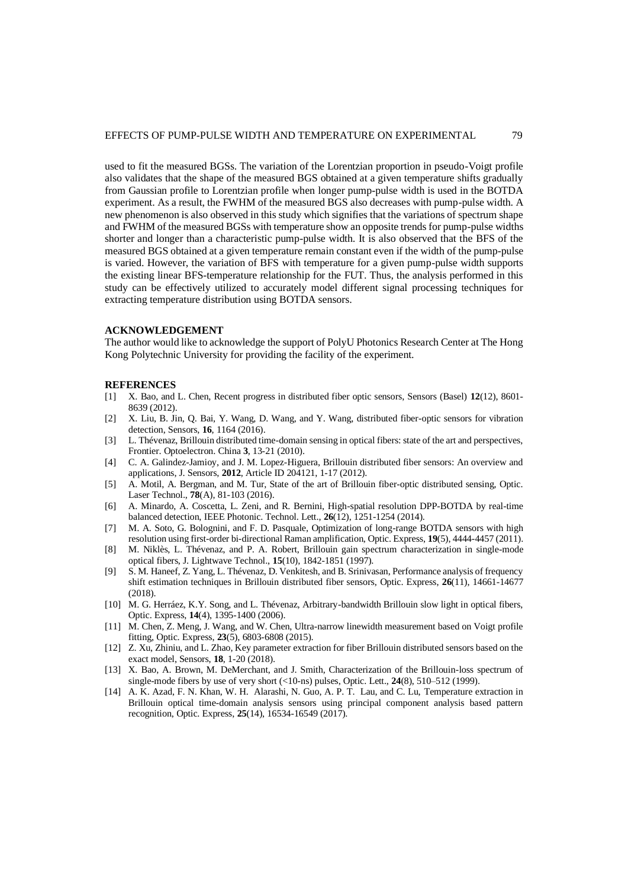used to fit the measured BGSs. The variation of the Lorentzian proportion in pseudo-Voigt profile also validates that the shape of the measured BGS obtained at a given temperature shifts gradually from Gaussian profile to Lorentzian profile when longer pump-pulse width is used in the BOTDA experiment. As a result, the FWHM of the measured BGS also decreases with pump-pulse width. A new phenomenon is also observed in this study which signifies that the variations of spectrum shape and FWHM of the measured BGSs with temperature show an opposite trends for pump-pulse widths shorter and longer than a characteristic pump-pulse width. It is also observed that the BFS of the measured BGS obtained at a given temperature remain constant even if the width of the pump-pulse is varied. However, the variation of BFS with temperature for a given pump-pulse width supports the existing linear BFS-temperature relationship for the FUT. Thus, the analysis performed in this study can be effectively utilized to accurately model different signal processing techniques for extracting temperature distribution using BOTDA sensors.

## ACKNOWLEDGEMENT

The author would like to acknowledge the support of PolyU Photonics Research Center at The Hong Kong Polytechnic University for providing the facility of the experiment.

## REFERENCES

[1] X. Bao, and L. Chen, Recent progress in distributed fiber optic sensors, Sensors (Basel) **12**(12), 8601-8639 (2012).

[2] X. Liu, B. Jin, Q. Bai, Y. Wang, D. Wang, and Y. Wang, distributed fiber-optic sensors for vibration detection, Sensors, **16**, 1164 (2016).

[3] L. Thévenaz, Brillouin distributed time-domain sensing in optical fibers: state of the art and perspectives, Frontier. Optoelectron. China **3**, 13-21 (2010).

[4] C. A. Galindez-Jamioy, and J. M. Lopez-Higuera, Brillouin distributed fiber sensors: An overview and applications, J. Sensors, **2012**, Article ID 204121, 1-17 (2012).

[5] A. Motil, A. Bergman, and M. Tur, State of the art of Brillouin fiber-optic distributed sensing, Optic. Laser Technol., **78**(A), 81-103 (2016).

[6] A. Minardo, A. Coscetta, L. Zeni, and R. Bernini, High-spatial resolution DPP-BOTDA by real-time balanced detection, IEEE Photonic. Technol. Lett., **26**(12), 1251-1254 (2014).

[7] M. A. Soto, G. Bolognini, and F. D. Pasquale, Optimization of long-range BOTDA sensors with high resolution using first-order bi-directional Raman amplification, Optic. Express, **19**(5), 4444-4457 (2011).

[8] M. Niklès, L. Thévenaz, and P. A. Robert, Brillouin gain spectrum characterization in single-mode optical fibers, J. Lightwave Technol., **15**(10), 1842-1851 (1997).

[9] S. M. Haneef, Z. Yang, L. Thévenaz, D. Venkitesh, and B. Srinivasan, Performance analysis of frequency shift estimation techniques in Brillouin distributed fiber sensors, Optic. Express, **26**(11), 14661-14677 (2018).

[10] M. G. Herráez, K.Y. Song, and L. Thévenaz, Arbitrary-bandwidth Brillouin slow light in optical fibers, Optic. Express, **14**(4), 1395-1400 (2006).

[11] M. Chen, Z. Meng, J. Wang, and W. Chen, Ultra-narrow linewidth measurement based on Voigt profile fitting, Optic. Express, **23**(5), 6803-6808 (2015).

[12] Z. Xu, Zhiniu, and L. Zhao, Key parameter extraction for fiber Brillouin distributed sensors based on the exact model, Sensors, **18**, 1-20 (2018).

[13] X. Bao, A. Brown, M. DeMerchant, and J. Smith, Characterization of the Brillouin-loss spectrum of single-mode fibers by use of very short (<10-ns) pulses, Optic. Lett., **24**(8), 510–512 (1999).

[14] A. K. Azad, F. N. Khan, W. H. Alarashi, N. Guo, A. P. T. Lau, and C. Lu, Temperature extraction in Brillouin optical time-domain analysis sensors using principal component analysis based pattern recognition, Optic. Express, **25**(14), 16534-16549 (2017).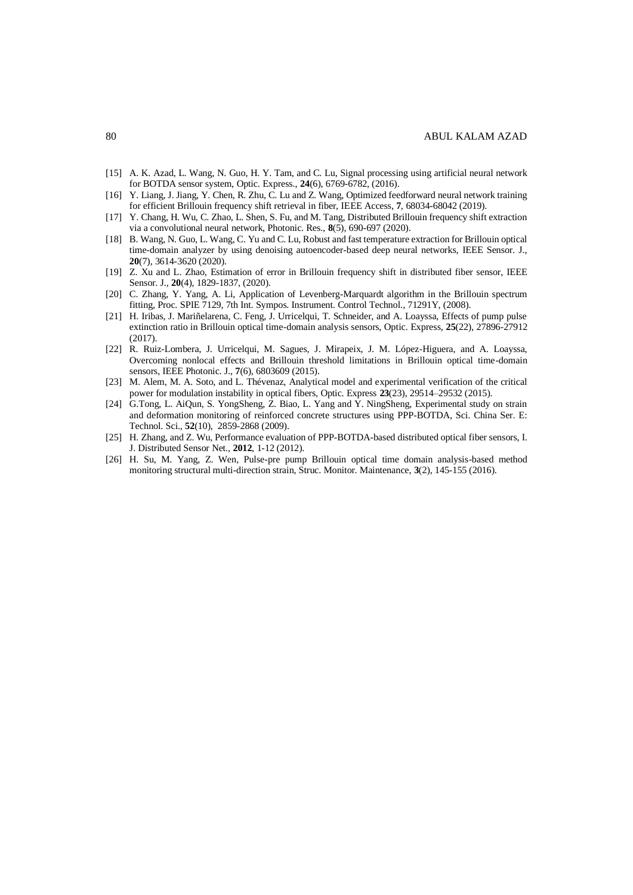[15] A. K. Azad, L. Wang, N. Guo, H. Y. Tam, and C. Lu, Signal processing using artificial neural network for BOTDA sensor system, Optic. Express., **24**(6), 6769-6782, (2016).

[16] Y. Liang, J. Jiang, Y. Chen, R. Zhu, C. Lu and Z. Wang, Optimized feedforward neural network training for efficient Brillouin frequency shift retrieval in fiber, IEEE Access, **7**, 68034-68042 (2019).

[17] Y. Chang, H. Wu, C. Zhao, L. Shen, S. Fu, and M. Tang, Distributed Brillouin frequency shift extraction via a convolutional neural network, Photonic. Res., **8**(5), 690-697 (2020).

[18] B. Wang, N. Guo, L. Wang, C. Yu and C. Lu, Robust and fast temperature extraction for Brillouin optical time-domain analyzer by using denoising autoencoder-based deep neural networks, IEEE Sensor. J., **20**(7), 3614-3620 (2020).

[19] Z. Xu and L. Zhao, Estimation of error in Brillouin frequency shift in distributed fiber sensor, IEEE Sensor. J., **20**(4), 1829-1837, (2020).

[20] C. Zhang, Y. Yang, A. Li, Application of Levenberg-Marquardt algorithm in the Brillouin spectrum fitting, Proc. SPIE 7129, 7th Int. Sympos. Instrument. Control Technol., 71291Y, (2008).

[21] H. Iribas, J. Mariñelarena, C. Feng, J. Urricelqui, T. Schneider, and A. Loayssa, Effects of pump pulse extinction ratio in Brillouin optical time-domain analysis sensors, Optic. Express, **25**(22), 27896-27912 (2017).

[22] R. Ruiz-Lombera, J. Urricelqui, M. Sagues, J. Mirapeix, J. M. López-Higuera, and A. Loayssa, Overcoming nonlocal effects and Brillouin threshold limitations in Brillouin optical time-domain sensors, IEEE Photonic. J., **7**(6), 6803609 (2015).

[23] M. Alem, M. A. Soto, and L. Thévenaz, Analytical model and experimental verification of the critical power for modulation instability in optical fibers, Optic. Express **23**(23), 29514–29532 (2015).

[24] G.Tong, L. AiQun, S. YongSheng, Z. Biao, L. Yang and Y. NingSheng, Experimental study on strain and deformation monitoring of reinforced concrete structures using PPP-BOTDA, Sci. China Ser. E: Technol. Sci., **52**(10), 2859-2868 (2009).

[25] H. Zhang, and Z. Wu, Performance evaluation of PPP-BOTDA-based distributed optical fiber sensors, I. J. Distributed Sensor Net., **2012**, 1-12 (2012).

[26] H. Su, M. Yang, Z. Wen, Pulse-pre pump Brillouin optical time domain analysis-based method monitoring structural multi-direction strain, Struc. Monitor. Maintenance, **3**(2), 145-155 (2016).